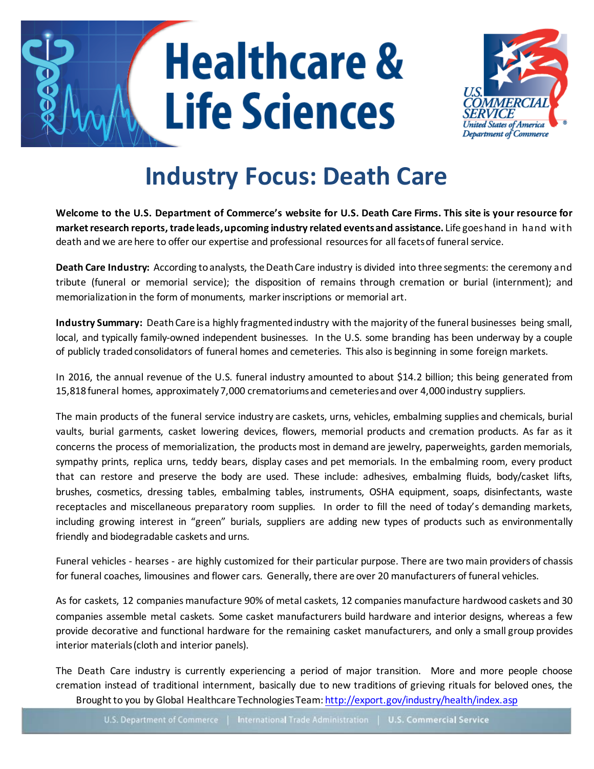# Healthcare & Life Sciences

## Industry Focus: Death Care

**Welcome to the U.S. Department of Commerce's website for U.S. Death Care Firms. This site is your resource for market research reports, trade leads, upcoming industry related events and assistance.** Life goes hand in hand with death and we are here to offer our expertise and professional resources for all facets of funeral service.

**Death Care Industry:** According to analysts, the Death Care industry is divided into three segments: the ceremony and tribute (funeral or memorial service); the disposition of remains through cremation or burial (internment); and memorialization in the form of monuments, marker inscriptions or memorial art.

**Industry Summary:** Death Care is a highly fragmented industry with the majority of the funeral businesses being small, local, and typically family-owned independent businesses. In the U.S. some branding has been underway by a couple of publicly traded consolidators of funeral homes and cemeteries. This also is beginning in some foreign markets.

In 2016, the annual revenue of the U.S. funeral industry amounted to about $14.2 billion; this being generated from 15,818 funeral homes, approximately 7,000 crematoriums and cemeteries and over 4,000 industry suppliers.

The main products of the funeral service industry are caskets, urns, vehicles, embalming supplies and chemicals, burial vaults, burial garments, casket lowering devices, flowers, memorial products and cremation products. As far as it concerns the process of memorialization, the products most in demand are jewelry, paperweights, garden memorials, sympathy prints, replica urns, teddy bears, display cases and pet memorials. In the embalming room, every product that can restore and preserve the body are used. These include: adhesives, embalming fluids, body/casket lifts, brushes, cosmetics, dressing tables, embalming tables, instruments, OSHA equipment, soaps, disinfectants, waste receptacles and miscellaneous preparatory room supplies. In order to fill the need of today's demanding markets, including growing interest in "green" burials, suppliers are adding new types of products such as environmentally friendly and biodegradable caskets and urns.

Funeral vehicles - hearses - are highly customized for their particular purpose. There are two main providers of chassis for funeral coaches, limousines and flower cars. Generally, there are over 20 manufacturers of funeral vehicles.

As for caskets, 12 companies manufacture 90% of metal caskets, 12 companies manufacture hardwood caskets and 30 companies assemble metal caskets. Some casket manufacturers build hardware and interior designs, whereas a few provide decorative and functional hardware for the remaining casket manufacturers, and only a small group provides interior materials (cloth and interior panels).

The Death Care industry is currently experiencing a period of major transition. More and more people choose cremation instead of traditional internment, basically due to new traditions of grieving rituals for beloved ones, the

Brought to you by Global Healthcare Technologies Team: http://export.gov/industry/health/index.asp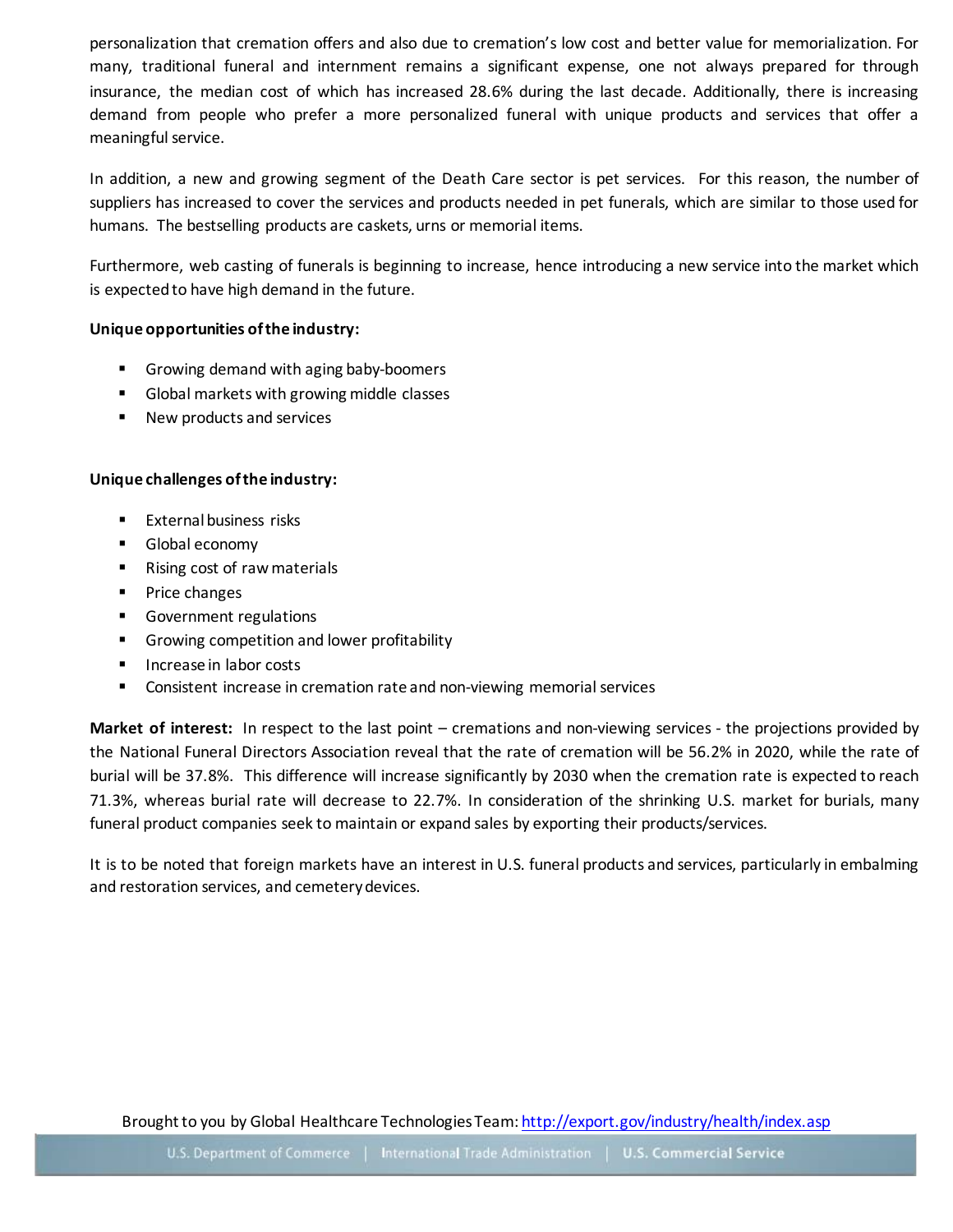personalization that cremation offers and also due to cremation's low cost and better value for memorialization. For many, traditional funeral and internment remains a significant expense, one not always prepared for through insurance, the median cost of which has increased 28.6% during the last decade. Additionally, there is increasing demand from people who prefer a more personalized funeral with unique products and services that offer a meaningful service.

In addition, a new and growing segment of the Death Care sector is pet services. For this reason, the number of suppliers has increased to cover the services and products needed in pet funerals, which are similar to those used for humans. The bestselling products are caskets, urns or memorial items.

Furthermore, web casting of funerals is beginning to increase, hence introducing a new service into the market which is expected to have high demand in the future.

**Unique opportunities of the industry:**

- Growing demand with aging baby-boomers
- Global markets with growing middle classes
- New products and services

**Unique challenges of the industry:**

- External business risks
- Global economy
- Rising cost of raw materials
- Price changes
- Government regulations
- Growing competition and lower profitability
- Increase in labor costs
- Consistent increase in cremation rate and non-viewing memorial services

**Market of interest:** In respect to the last point – cremations and non-viewing services - the projections provided by the National Funeral Directors Association reveal that the rate of cremation will be 56.2% in 2020, while the rate of burial will be 37.8%. This difference will increase significantly by 2030 when the cremation rate is expected to reach 71.3%, whereas burial rate will decrease to 22.7%. In consideration of the shrinking U.S. market for burials, many funeral product companies seek to maintain or expand sales by exporting their products/services.

It is to be noted that foreign markets have an interest in U.S. funeral products and services, particularly in embalming and restoration services, and cemetery devices.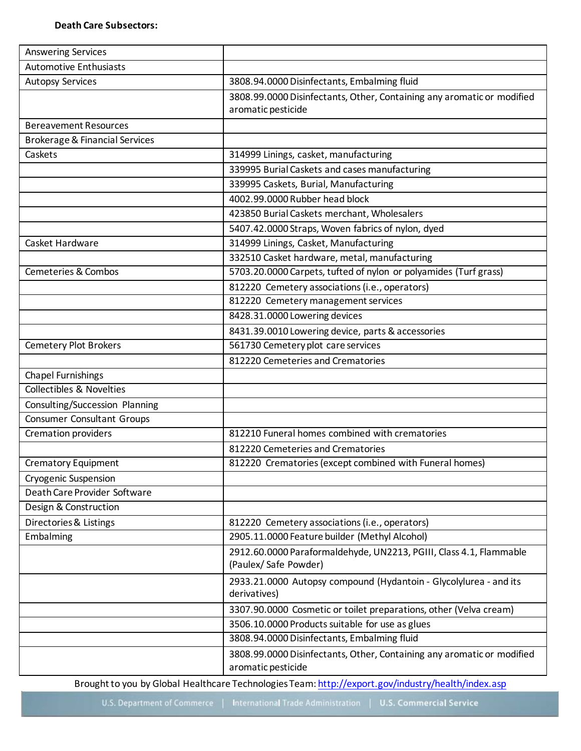**Death Care Subsectors:**

| | |
|---|---|
| Answering Services | |
| Automotive Enthusiasts | |
| Autopsy Services | 3808.94.0000 Disinfectants, Embalming fluid |
| | 3808.99.0000 Disinfectants, Other, Containing any aromatic or modified aromatic pesticide |
| Bereavement Resources | |
| Brokerage & Financial Services | |
| Caskets | 314999 Linings, casket, manufacturing |
| | 339995 Burial Caskets and cases manufacturing |
| | 339995 Caskets, Burial, Manufacturing |
| | 4002.99.0000 Rubber head block |
| | 423850 Burial Caskets merchant, Wholesalers |
| | 5407.42.0000 Straps, Woven fabrics of nylon, dyed |
| Casket Hardware | 314999 Linings, Casket, Manufacturing |
| | 332510 Casket hardware, metal, manufacturing |
| Cemeteries & Combos | 5703.20.0000 Carpets, tufted of nylon or polyamides (Turf grass) |
| | 812220 Cemetery associations (i.e., operators) |
| | 812220 Cemetery management services |
| | 8428.31.0000 Lowering devices |
| | 8431.39.0010 Lowering device, parts & accessories |
| Cemetery Plot Brokers | 561730 Cemetery plot care services |
| | 812220 Cemeteries and Crematories |
| Chapel Furnishings | |
| Collectibles & Novelties | |
| Consulting/Succession Planning | |
| Consumer Consultant Groups | |
| Cremation providers | 812210 Funeral homes combined with crematories |
| | 812220 Cemeteries and Crematories |
| Crematory Equipment | 812220 Crematories (except combined with Funeral homes) |
| Cryogenic Suspension | |
| Death Care Provider Software | |
| Design & Construction | |
| Directories & Listings | 812220 Cemetery associations (i.e., operators) |
| Embalming | 2905.11.0000 Feature builder (Methyl Alcohol) |
| | 2912.60.0000 Paraformaldehyde, UN2213, PGIII, Class 4.1, Flammable (Paulex/ Safe Powder) |
| | 2933.21.0000 Autopsy compound (Hydantoin - Glycolylurea - and its derivatives) |
| | 3307.90.0000 Cosmetic or toilet preparations, other (Velva cream) |
| | 3506.10.0000 Products suitable for use as glues |
| | 3808.94.0000 Disinfectants, Embalming fluid |
| | 3808.99.0000 Disinfectants, Other, Containing any aromatic or modified aromatic pesticide |

Brought to you by Global Healthcare Technologies Team: http://export.gov/industry/health/index.asp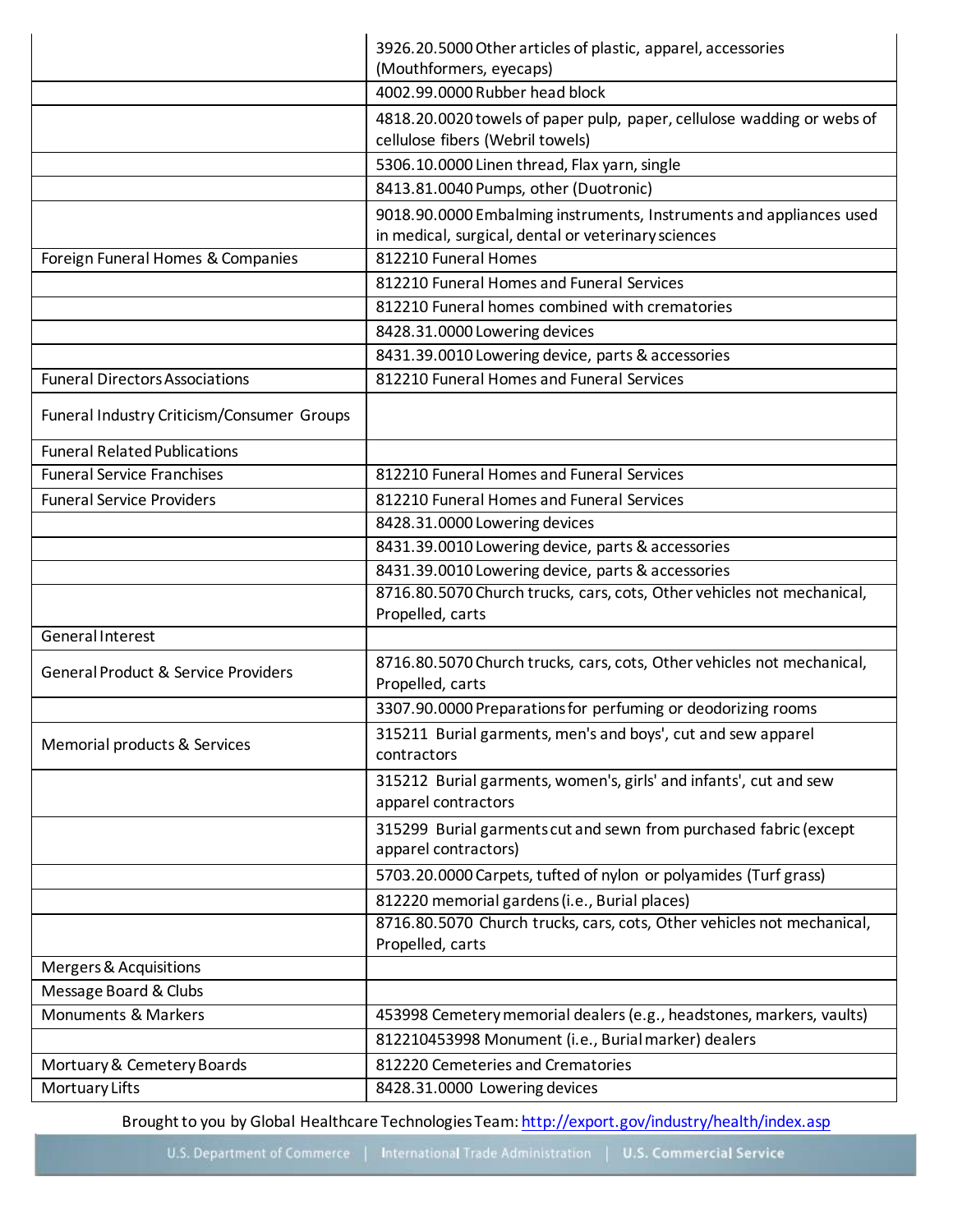| | |
|---|---|
| | 3926.20.5000 Other articles of plastic, apparel, accessories (Mouthformers, eyecaps) |
| | 4002.99.0000 Rubber head block |
| | 4818.20.0020 towels of paper pulp, paper, cellulose wadding or webs of cellulose fibers (Webril towels) |
| | 5306.10.0000 Linen thread, Flax yarn, single |
| | 8413.81.0040 Pumps, other (Duotronic) |
| | 9018.90.0000 Embalming instruments, Instruments and appliances used in medical, surgical, dental or veterinary sciences |
| Foreign Funeral Homes & Companies | 812210 Funeral Homes |
| | 812210 Funeral Homes and Funeral Services |
| | 812210 Funeral homes combined with crematories |
| | 8428.31.0000 Lowering devices |
| | 8431.39.0010 Lowering device, parts & accessories |
| Funeral Directors Associations | 812210 Funeral Homes and Funeral Services |
| Funeral Industry Criticism/Consumer Groups | |
| Funeral Related Publications | |
| Funeral Service Franchises | 812210 Funeral Homes and Funeral Services |
| Funeral Service Providers | 812210 Funeral Homes and Funeral Services |
| | 8428.31.0000 Lowering devices |
| | 8431.39.0010 Lowering device, parts & accessories |
| | 8431.39.0010 Lowering device, parts & accessories |
| | 8716.80.5070 Church trucks, cars, cots, Other vehicles not mechanical, Propelled, carts |
| General Interest | |
| General Product & Service Providers | 8716.80.5070 Church trucks, cars, cots, Other vehicles not mechanical, Propelled, carts |
| | 3307.90.0000 Preparations for perfuming or deodorizing rooms |
| Memorial products & Services | 315211 Burial garments, men's and boys', cut and sew apparel contractors |
| | 315212 Burial garments, women's, girls' and infants', cut and sew apparel contractors |
| | 315299 Burial garments cut and sewn from purchased fabric (except apparel contractors) |
| | 5703.20.0000 Carpets, tufted of nylon or polyamides (Turf grass) |
| | 812220 memorial gardens (i.e., Burial places) |
| | 8716.80.5070 Church trucks, cars, cots, Other vehicles not mechanical, Propelled, carts |
| Mergers & Acquisitions | |
| Message Board & Clubs | |
| Monuments & Markers | 453998 Cemetery memorial dealers (e.g., headstones, markers, vaults) |
| | 812210453998 Monument (i.e., Burial marker) dealers |
| Mortuary & Cemetery Boards | 812220 Cemeteries and Crematories |
| Mortuary Lifts | 8428.31.0000 Lowering devices |

Brought to you by Global Healthcare Technologies Team: http://export.gov/industry/health/index.asp

U.S. Department of Commerce | International Trade Administration | U.S. Commercial Service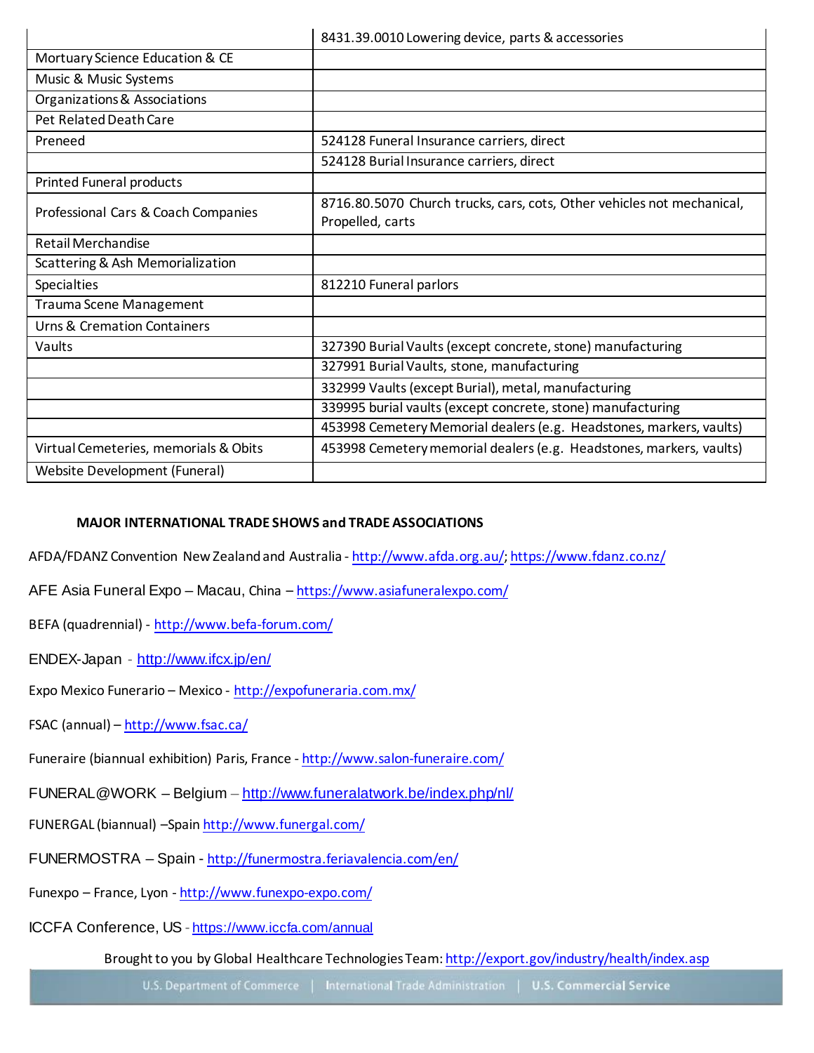| | |
|---|---|
| | 8431.39.0010 Lowering device, parts & accessories |
| Mortuary Science Education & CE | |
| Music & Music Systems | |
| Organizations & Associations | |
| Pet Related Death Care | |
| Preneed | 524128 Funeral Insurance carriers, direct |
| | 524128 Burial Insurance carriers, direct |
| Printed Funeral products | |
| Professional Cars & Coach Companies | 8716.80.5070 Church trucks, cars, cots, Other vehicles not mechanical, Propelled, carts |
| Retail Merchandise | |
| Scattering & Ash Memorialization | |
| Specialties | 812210 Funeral parlors |
| Trauma Scene Management | |
| Urns & Cremation Containers | |
| Vaults | 327390 Burial Vaults (except concrete, stone) manufacturing |
| | 327991 Burial Vaults, stone, manufacturing |
| | 332999 Vaults (except Burial), metal, manufacturing |
| | 339995 burial vaults (except concrete, stone) manufacturing |
| | 453998 Cemetery Memorial dealers (e.g. Headstones, markers, vaults) |
| Virtual Cemeteries, memorials & Obits | 453998 Cemetery memorial dealers (e.g. Headstones, markers, vaults) |
| Website Development (Funeral) | |

**MAJOR INTERNATIONAL TRADE SHOWS and TRADE ASSOCIATIONS**

AFDA/FDANZ Convention New Zealand and Australia - http://www.afda.org.au/; https://www.fdanz.co.nz/

AFE Asia Funeral Expo – Macau, China – https://www.asiafuneralexpo.com/

BEFA (quadrennial) - http://www.befa-forum.com/

ENDEX-Japan - http://www.ifcx.jp/en/

Expo Mexico Funerario – Mexico - http://expofuneraria.com.mx/

FSAC (annual) – http://www.fsac.ca/

Funeraire (biannual exhibition) Paris, France - http://www.salon-funeraire.com/

FUNERAL@WORK – Belgium – http://www.funeralatwork.be/index.php/nl/

FUNERGAL (biannual) –Spain http://www.funergal.com/

FUNERMOSTRA – Spain - http://funermostra.feriavalencia.com/en/

Funexpo – France, Lyon - http://www.funexpo-expo.com/

ICCFA Conference, US - https://www.iccfa.com/annual

Brought to you by Global Healthcare Technologies Team: http://export.gov/industry/health/index.asp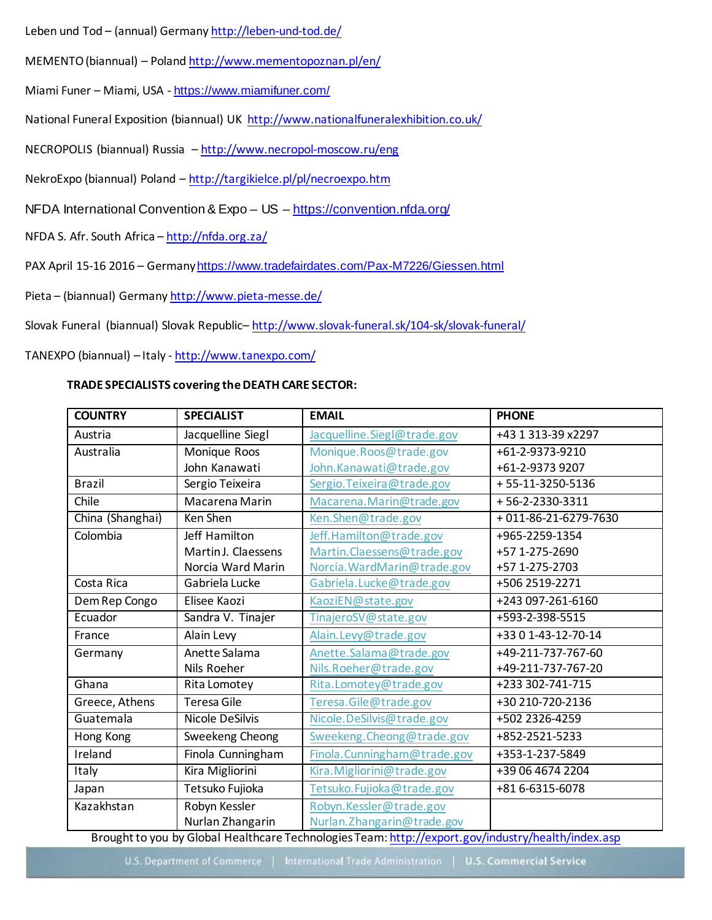Leben und Tod – (annual) Germany http://leben-und-tod.de/

MEMENTO (biannual) – Poland http://www.mementopoznan.pl/en/

Miami Funer – Miami, USA - https://www.miamifuner.com/

National Funeral Exposition (biannual) UK http://www.nationalfuneralexhibition.co.uk/

NECROPOLIS (biannual) Russia – http://www.necropol-moscow.ru/eng

NekroExpo (biannual) Poland – http://targikielce.pl/pl/necroexpo.htm

NFDA International Convention & Expo – US – https://convention.nfda.org/

NFDA S. Afr. South Africa – http://nfda.org.za/

PAX April 15-16 2016 – Germany https://www.tradefairdates.com/Pax-M7226/Giessen.html

Pieta – (biannual) Germany http://www.pieta-messe.de/

Slovak Funeral (biannual) Slovak Republic– http://www.slovak-funeral.sk/104-sk/slovak-funeral/

TANEXPO (biannual) – Italy - http://www.tanexpo.com/

**TRADE SPECIALISTS covering the DEATH CARE SECTOR:**

| COUNTRY | SPECIALIST | EMAIL | PHONE |
|---|---|---|---|
| Austria | Jacquelline Siegl | Jacquelline.Siegl@trade.gov | +43 1 313-39 x2297 |
| Australia | Monique Roos<br>John Kanawati | Monique.Roos@trade.gov<br>John.Kanawati@trade.gov | +61-2-9373-9210<br>+61-2-9373 9207 |
| Brazil | Sergio Teixeira | Sergio.Teixeira@trade.gov | + 55-11-3250-5136 |
| Chile | Macarena Marin | Macarena.Marin@trade.gov | + 56-2-2330-3311 |
| China (Shanghai) | Ken Shen | Ken.Shen@trade.gov | + 011-86-21-6279-7630 |
| Colombia | Jeff Hamilton<br>Martin J. Claessens<br>Norcia Ward Marin | Jeff.Hamilton@trade.gov<br>Martin.Claessens@trade.gov<br>Norcia.WardMarin@trade.gov | +965-2259-1354<br>+57 1-275-2690<br>+57 1-275-2703 |
| Costa Rica | Gabriela Lucke | Gabriela.Lucke@trade.gov | +506 2519-2271 |
| Dem Rep Congo | Elisee Kaozi | KaoziEN@state.gov | +243 097-261-6160 |
| Ecuador | Sandra V. Tinajer | TinajeroSV@state.gov | +593-2-398-5515 |
| France | Alain Levy | Alain.Levy@trade.gov | +33 0 1-43-12-70-14 |
| Germany | Anette Salama<br>Nils Roeher | Anette.Salama@trade.gov<br>Nils.Roeher@trade.gov | +49-211-737-767-60<br>+49-211-737-767-20 |
| Ghana | Rita Lomotey | Rita.Lomotey@trade.gov | +233 302-741-715 |
| Greece, Athens | Teresa Gile | Teresa.Gile@trade.gov | +30 210-720-2136 |
| Guatemala | Nicole DeSilvis | Nicole.DeSilvis@trade.gov | +502 2326-4259 |
| Hong Kong | Sweekeng Cheong | Sweekeng.Cheong@trade.gov | +852-2521-5233 |
| Ireland | Finola Cunningham | Finola.Cunningham@trade.gov | +353-1-237-5849 |
| Italy | Kira Migliorini | Kira.Migliorini@trade.gov | +39 06 4674 2204 |
| Japan | Tetsuko Fujioka | Tetsuko.Fujioka@trade.gov | +81 6-6315-6078 |
| Kazakhstan | Robyn Kessler<br>Nurlan Zhangarin | Robyn.Kessler@trade.gov<br>Nurlan.Zhangarin@trade.gov | |

Brought to you by Global Healthcare Technologies Team: http://export.gov/industry/health/index.asp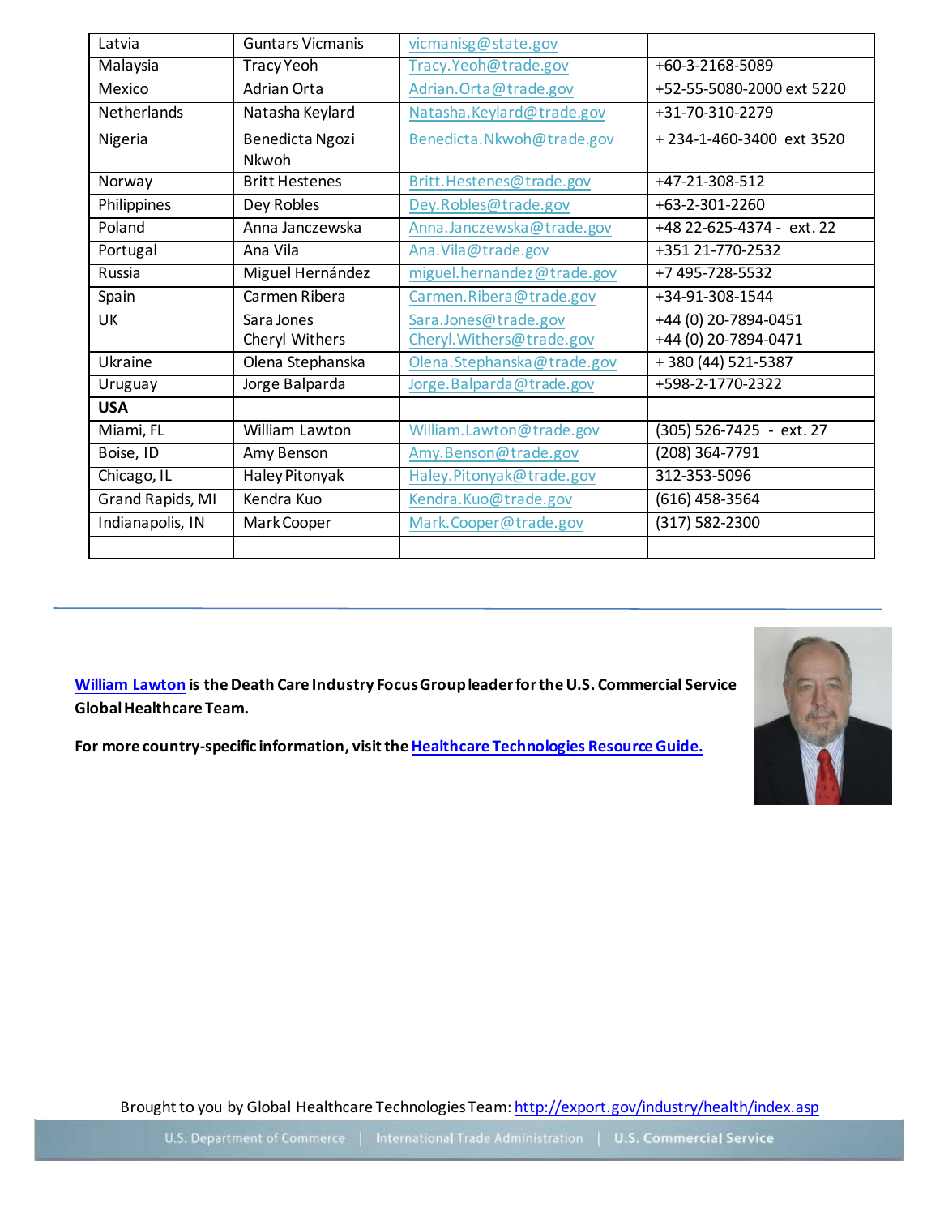| | | | |
|---|---|---|---|
| Latvia | Guntars Vicmanis | vicmanisg@state.gov | |
| Malaysia | Tracy Yeoh | Tracy.Yeoh@trade.gov | +60-3-2168-5089 |
| Mexico | Adrian Orta | Adrian.Orta@trade.gov | +52-55-5080-2000 ext 5220 |
| Netherlands | Natasha Keylard | Natasha.Keylard@trade.gov | +31-70-310-2279 |
| Nigeria | Benedicta Ngozi Nkwoh | Benedicta.Nkwoh@trade.gov | + 234-1-460-3400 ext 3520 |
| Norway | Britt Hestenes | Britt.Hestenes@trade.gov | +47-21-308-512 |
| Philippines | Dey Robles | Dey.Robles@trade.gov | +63-2-301-2260 |
| Poland | Anna Janczewska | Anna.Janczewska@trade.gov | +48 22-625-4374 - ext. 22 |
| Portugal | Ana Vila | Ana.Vila@trade.gov | +351 21-770-2532 |
| Russia | Miguel Hernández | miguel.hernandez@trade.gov | +7 495-728-5532 |
| Spain | Carmen Ribera | Carmen.Ribera@trade.gov | +34-91-308-1544 |
| UK | Sara Jones<br>Cheryl Withers | Sara.Jones@trade.gov<br>Cheryl.Withers@trade.gov | +44 (0) 20-7894-0451<br>+44 (0) 20-7894-0471 |
| Ukraine | Olena Stephanska | Olena.Stephanska@trade.gov | + 380 (44) 521-5387 |
| Uruguay | Jorge Balparda | Jorge.Balparda@trade.gov | +598-2-1770-2322 |
| **USA** | | | |
| Miami, FL | William Lawton | William.Lawton@trade.gov | (305) 526-7425 - ext. 27 |
| Boise, ID | Amy Benson | Amy.Benson@trade.gov | (208) 364-7791 |
| Chicago, IL | Haley Pitonyak | Haley.Pitonyak@trade.gov | 312-353-5096 |
| Grand Rapids, MI | Kendra Kuo | Kendra.Kuo@trade.gov | (616) 458-3564 |
| Indianapolis, IN | Mark Cooper | Mark.Cooper@trade.gov | (317) 582-2300 |
| | | | |

---

**William Lawton is the Death Care Industry Focus Group leader for the U.S. Commercial Service Global Healthcare Team.**

**For more country-specific information, visit the Healthcare Technologies Resource Guide.**

Brought to you by Global Healthcare Technologies Team: http://export.gov/industry/health/index.asp

U.S. Department of Commerce | International Trade Administration | U.S. Commercial Service